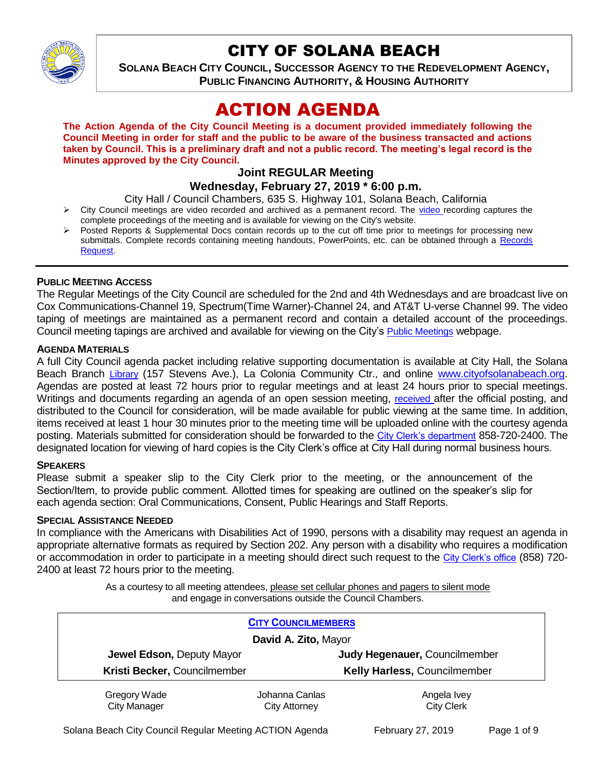# CITY OF SOLANA BEACH

**SOLANA BEACH CITY COUNCIL, SUCCESSOR AGENCY TO THE REDEVELOPMENT AGENCY, PUBLIC FINANCING AUTHORITY, & HOUSING AUTHORITY**

# ACTION AGENDA

**The Action Agenda of the City Council Meeting is a document provided immediately following the Council Meeting in order for staff and the public to be aware of the business transacted and actions taken by Council. This is a preliminary draft and not a public record. The meeting's legal record is the Minutes approved by the City Council.**

### Joint REGULAR Meeting
### Wednesday, February 27, 2019 * 6:00 p.m.

City Hall / Council Chambers, 635 S. Highway 101, Solana Beach, California

- City Council meetings are video recorded and archived as a permanent record. The video recording captures the complete proceedings of the meeting and is available for viewing on the City's website.
- Posted Reports & Supplemental Docs contain records up to the cut off time prior to meetings for processing new submittals. Complete records containing meeting handouts, PowerPoints, etc. can be obtained through a Records Request.

**PUBLIC MEETING ACCESS**

The Regular Meetings of the City Council are scheduled for the 2nd and 4th Wednesdays and are broadcast live on Cox Communications-Channel 19, Spectrum(Time Warner)-Channel 24, and AT&T U-verse Channel 99. The video taping of meetings are maintained as a permanent record and contain a detailed account of the proceedings. Council meeting tapings are archived and available for viewing on the City's Public Meetings webpage.

**AGENDA MATERIALS**

A full City Council agenda packet including relative supporting documentation is available at City Hall, the Solana Beach Branch Library (157 Stevens Ave.), La Colonia Community Ctr., and online www.cityofsolanabeach.org. Agendas are posted at least 72 hours prior to regular meetings and at least 24 hours prior to special meetings. Writings and documents regarding an agenda of an open session meeting, received after the official posting, and distributed to the Council for consideration, will be made available for public viewing at the same time. In addition, items received at least 1 hour 30 minutes prior to the meeting time will be uploaded online with the courtesy agenda posting. Materials submitted for consideration should be forwarded to the City Clerk's department 858-720-2400. The designated location for viewing of hard copies is the City Clerk's office at City Hall during normal business hours.

**SPEAKERS**

Please submit a speaker slip to the City Clerk prior to the meeting, or the announcement of the Section/Item, to provide public comment. Allotted times for speaking are outlined on the speaker's slip for each agenda section: Oral Communications, Consent, Public Hearings and Staff Reports.

**SPECIAL ASSISTANCE NEEDED**

In compliance with the Americans with Disabilities Act of 1990, persons with a disability may request an agenda in appropriate alternative formats as required by Section 202. Any person with a disability who requires a modification or accommodation in order to participate in a meeting should direct such request to the City Clerk's office (858) 720-2400 at least 72 hours prior to the meeting.

As a courtesy to all meeting attendees, please set cellular phones and pagers to silent mode and engage in conversations outside the Council Chambers.

**CITY COUNCILMEMBERS**

**David A. Zito,** Mayor

| | |
|---|---|
| **Jewel Edson,** Deputy Mayor | **Judy Hegenauer,** Councilmember |
| **Kristi Becker,** Councilmember | **Kelly Harless,** Councilmember |

| | | |
|---|---|---|
| Gregory Wade<br>City Manager | Johanna Canlas<br>City Attorney | Angela Ivey<br>City Clerk |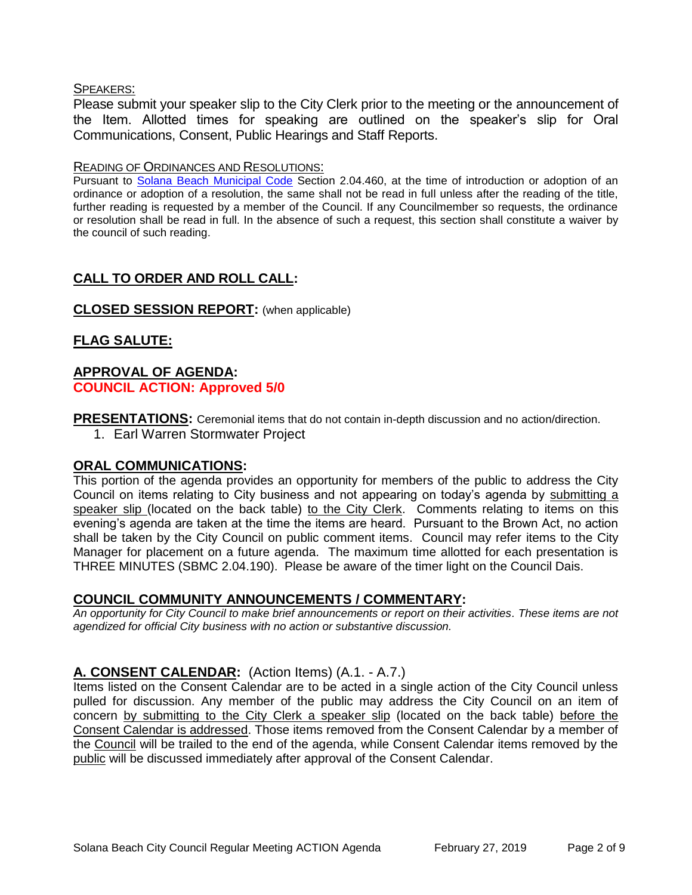SPEAKERS:

Please submit your speaker slip to the City Clerk prior to the meeting or the announcement of the Item. Allotted times for speaking are outlined on the speaker's slip for Oral Communications, Consent, Public Hearings and Staff Reports.

READING OF ORDINANCES AND RESOLUTIONS:

Pursuant to Solana Beach Municipal Code Section 2.04.460, at the time of introduction or adoption of an ordinance or adoption of a resolution, the same shall not be read in full unless after the reading of the title, further reading is requested by a member of the Council. If any Councilmember so requests, the ordinance or resolution shall be read in full. In the absence of such a request, this section shall constitute a waiver by the council of such reading.

## CALL TO ORDER AND ROLL CALL:

## CLOSED SESSION REPORT: (when applicable)

## FLAG SALUTE:

## APPROVAL OF AGENDA:

**COUNCIL ACTION: Approved 5/0**

**PRESENTATIONS:** Ceremonial items that do not contain in-depth discussion and no action/direction.

1. Earl Warren Stormwater Project

## ORAL COMMUNICATIONS:

This portion of the agenda provides an opportunity for members of the public to address the City Council on items relating to City business and not appearing on today's agenda by submitting a speaker slip (located on the back table) to the City Clerk. Comments relating to items on this evening's agenda are taken at the time the items are heard. Pursuant to the Brown Act, no action shall be taken by the City Council on public comment items. Council may refer items to the City Manager for placement on a future agenda. The maximum time allotted for each presentation is THREE MINUTES (SBMC 2.04.190). Please be aware of the timer light on the Council Dais.

## COUNCIL COMMUNITY ANNOUNCEMENTS / COMMENTARY:

*An opportunity for City Council to make brief announcements or report on their activities. These items are not agendized for official City business with no action or substantive discussion.*

## A. CONSENT CALENDAR: (Action Items) (A.1. - A.7.)

Items listed on the Consent Calendar are to be acted in a single action of the City Council unless pulled for discussion. Any member of the public may address the City Council on an item of concern by submitting to the City Clerk a speaker slip (located on the back table) before the Consent Calendar is addressed. Those items removed from the Consent Calendar by a member of the Council will be trailed to the end of the agenda, while Consent Calendar items removed by the public will be discussed immediately after approval of the Consent Calendar.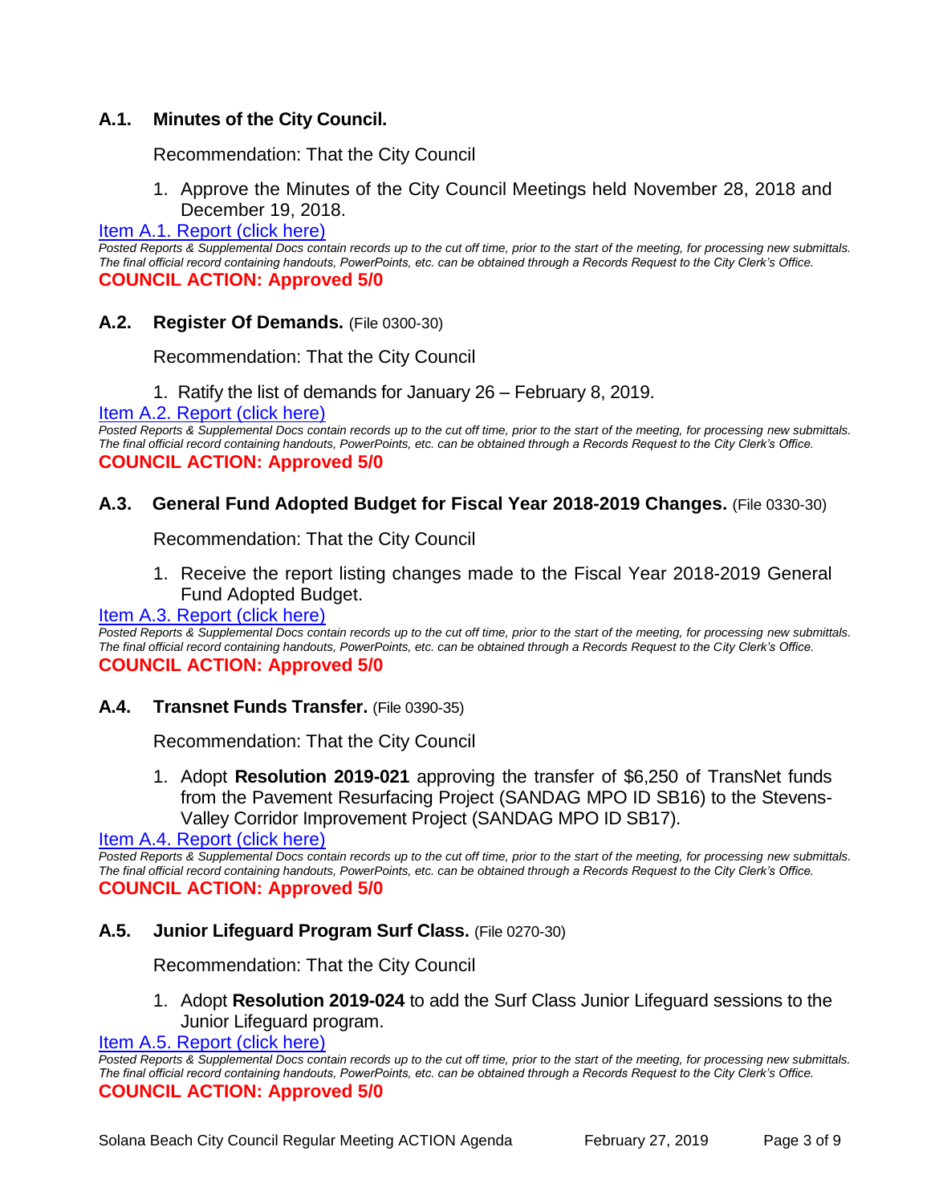### A.1. Minutes of the City Council.

Recommendation: That the City Council

1. Approve the Minutes of the City Council Meetings held November 28, 2018 and December 19, 2018.

Item A.1. Report (click here)

*Posted Reports & Supplemental Docs contain records up to the cut off time, prior to the start of the meeting, for processing new submittals. The final official record containing handouts, PowerPoints, etc. can be obtained through a Records Request to the City Clerk's Office.*

**COUNCIL ACTION: Approved 5/0**

### A.2. Register Of Demands. (File 0300-30)

Recommendation: That the City Council

1. Ratify the list of demands for January 26 – February 8, 2019.

Item A.2. Report (click here)

*Posted Reports & Supplemental Docs contain records up to the cut off time, prior to the start of the meeting, for processing new submittals. The final official record containing handouts, PowerPoints, etc. can be obtained through a Records Request to the City Clerk's Office.*

**COUNCIL ACTION: Approved 5/0**

### A.3. General Fund Adopted Budget for Fiscal Year 2018-2019 Changes. (File 0330-30)

Recommendation: That the City Council

1. Receive the report listing changes made to the Fiscal Year 2018-2019 General Fund Adopted Budget.

Item A.3. Report (click here)

*Posted Reports & Supplemental Docs contain records up to the cut off time, prior to the start of the meeting, for processing new submittals. The final official record containing handouts, PowerPoints, etc. can be obtained through a Records Request to the City Clerk's Office.*

**COUNCIL ACTION: Approved 5/0**

### A.4. Transnet Funds Transfer. (File 0390-35)

Recommendation: That the City Council

1. Adopt **Resolution 2019-021** approving the transfer of $6,250 of TransNet funds from the Pavement Resurfacing Project (SANDAG MPO ID SB16) to the Stevens-Valley Corridor Improvement Project (SANDAG MPO ID SB17).

Item A.4. Report (click here)

*Posted Reports & Supplemental Docs contain records up to the cut off time, prior to the start of the meeting, for processing new submittals. The final official record containing handouts, PowerPoints, etc. can be obtained through a Records Request to the City Clerk's Office.*

**COUNCIL ACTION: Approved 5/0**

### A.5. Junior Lifeguard Program Surf Class. (File 0270-30)

Recommendation: That the City Council

1. Adopt **Resolution 2019-024** to add the Surf Class Junior Lifeguard sessions to the Junior Lifeguard program.

Item A.5. Report (click here)

*Posted Reports & Supplemental Docs contain records up to the cut off time, prior to the start of the meeting, for processing new submittals. The final official record containing handouts, PowerPoints, etc. can be obtained through a Records Request to the City Clerk's Office.*

**COUNCIL ACTION: Approved 5/0**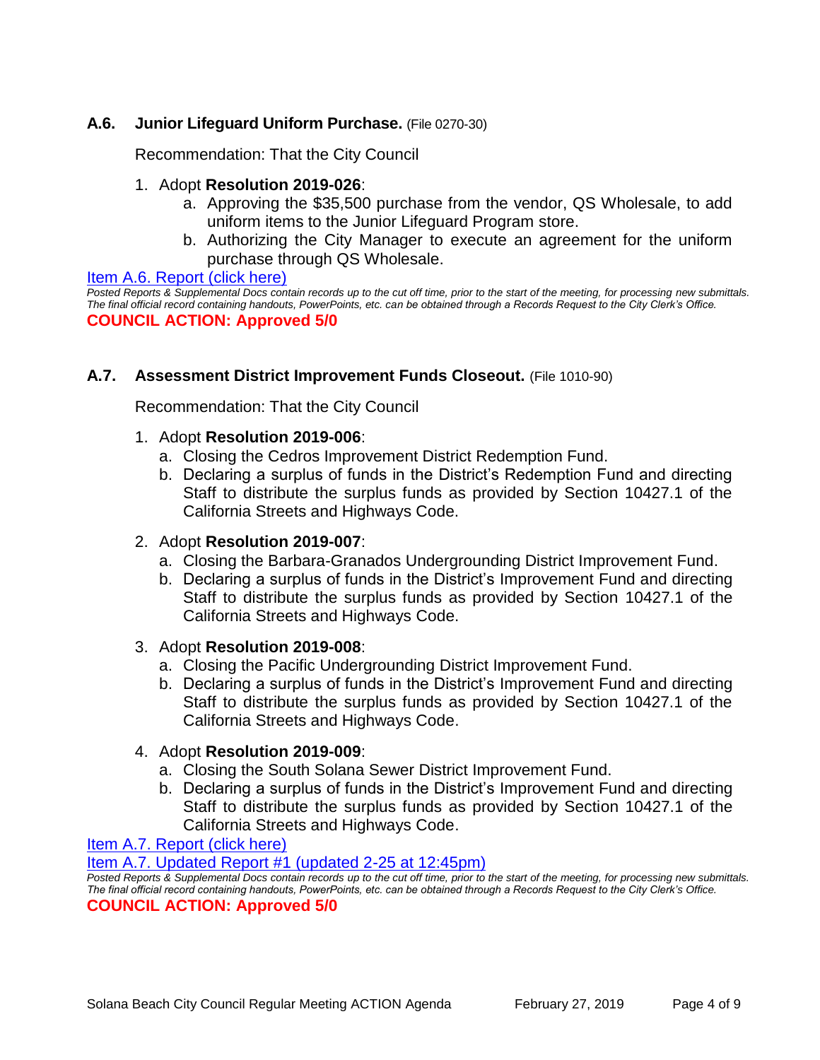### **A.6. Junior Lifeguard Uniform Purchase.** (File 0270-30)

Recommendation: That the City Council

1. Adopt **Resolution 2019-026**:
   a. Approving the $35,500 purchase from the vendor, QS Wholesale, to add uniform items to the Junior Lifeguard Program store.
   b. Authorizing the City Manager to execute an agreement for the uniform purchase through QS Wholesale.

Item A.6. Report (click here)

*Posted Reports & Supplemental Docs contain records up to the cut off time, prior to the start of the meeting, for processing new submittals. The final official record containing handouts, PowerPoints, etc. can be obtained through a Records Request to the City Clerk's Office.*

**COUNCIL ACTION: Approved 5/0**

### **A.7. Assessment District Improvement Funds Closeout.** (File 1010-90)

Recommendation: That the City Council

1. Adopt **Resolution 2019-006**:
   a. Closing the Cedros Improvement District Redemption Fund.
   b. Declaring a surplus of funds in the District's Redemption Fund and directing Staff to distribute the surplus funds as provided by Section 10427.1 of the California Streets and Highways Code.

2. Adopt **Resolution 2019-007**:
   a. Closing the Barbara-Granados Undergrounding District Improvement Fund.
   b. Declaring a surplus of funds in the District's Improvement Fund and directing Staff to distribute the surplus funds as provided by Section 10427.1 of the California Streets and Highways Code.

3. Adopt **Resolution 2019-008**:
   a. Closing the Pacific Undergrounding District Improvement Fund.
   b. Declaring a surplus of funds in the District's Improvement Fund and directing Staff to distribute the surplus funds as provided by Section 10427.1 of the California Streets and Highways Code.

4. Adopt **Resolution 2019-009**:
   a. Closing the South Solana Sewer District Improvement Fund.
   b. Declaring a surplus of funds in the District's Improvement Fund and directing Staff to distribute the surplus funds as provided by Section 10427.1 of the California Streets and Highways Code.

Item A.7. Report (click here)

Item A.7. Updated Report #1 (updated 2-25 at 12:45pm)

*Posted Reports & Supplemental Docs contain records up to the cut off time, prior to the start of the meeting, for processing new submittals. The final official record containing handouts, PowerPoints, etc. can be obtained through a Records Request to the City Clerk's Office.*

**COUNCIL ACTION: Approved 5/0**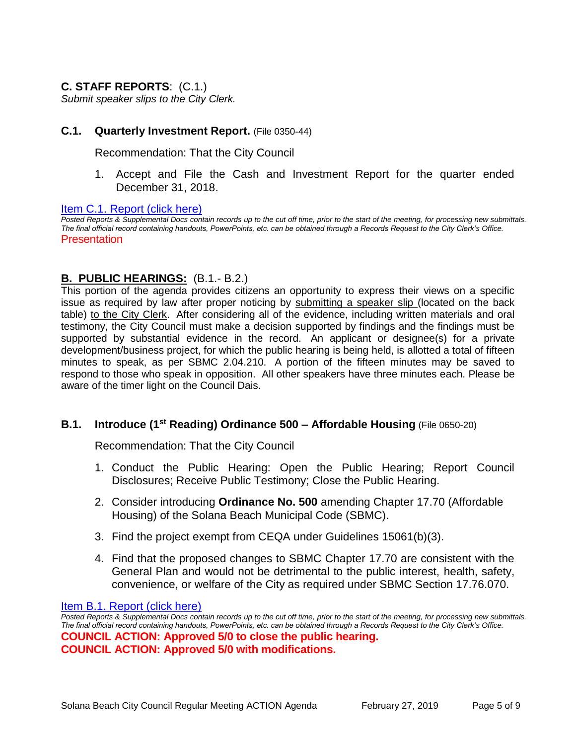## C. STAFF REPORTS: (C.1.)

*Submit speaker slips to the City Clerk.*

### C.1. Quarterly Investment Report. (File 0350-44)

Recommendation: That the City Council

1. Accept and File the Cash and Investment Report for the quarter ended December 31, 2018.

Item C.1. Report (click here)

*Posted Reports & Supplemental Docs contain records up to the cut off time, prior to the start of the meeting, for processing new submittals. The final official record containing handouts, PowerPoints, etc. can be obtained through a Records Request to the City Clerk's Office.*

Presentation

## B. PUBLIC HEARINGS: (B.1.- B.2.)

This portion of the agenda provides citizens an opportunity to express their views on a specific issue as required by law after proper noticing by submitting a speaker slip (located on the back table) to the City Clerk. After considering all of the evidence, including written materials and oral testimony, the City Council must make a decision supported by findings and the findings must be supported by substantial evidence in the record. An applicant or designee(s) for a private development/business project, for which the public hearing is being held, is allotted a total of fifteen minutes to speak, as per SBMC 2.04.210. A portion of the fifteen minutes may be saved to respond to those who speak in opposition. All other speakers have three minutes each. Please be aware of the timer light on the Council Dais.

### B.1. Introduce (1st Reading) Ordinance 500 – Affordable Housing (File 0650-20)

Recommendation: That the City Council

1. Conduct the Public Hearing: Open the Public Hearing; Report Council Disclosures; Receive Public Testimony; Close the Public Hearing.
2. Consider introducing **Ordinance No. 500** amending Chapter 17.70 (Affordable Housing) of the Solana Beach Municipal Code (SBMC).
3. Find the project exempt from CEQA under Guidelines 15061(b)(3).
4. Find that the proposed changes to SBMC Chapter 17.70 are consistent with the General Plan and would not be detrimental to the public interest, health, safety, convenience, or welfare of the City as required under SBMC Section 17.76.070.

Item B.1. Report (click here)

*Posted Reports & Supplemental Docs contain records up to the cut off time, prior to the start of the meeting, for processing new submittals. The final official record containing handouts, PowerPoints, etc. can be obtained through a Records Request to the City Clerk's Office.*

**COUNCIL ACTION: Approved 5/0 to close the public hearing.**

**COUNCIL ACTION: Approved 5/0 with modifications.**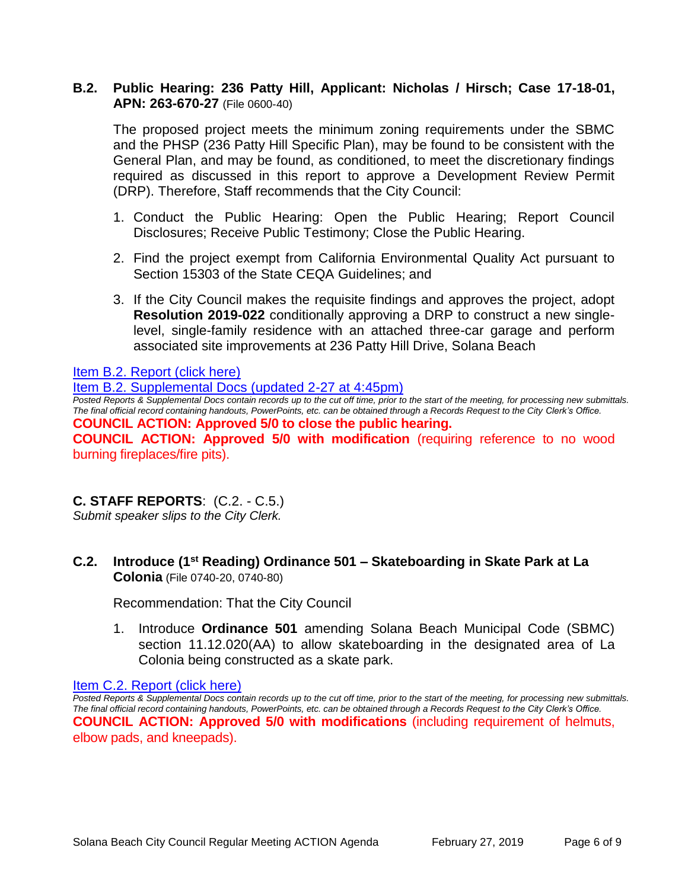### B.2. Public Hearing: 236 Patty Hill, Applicant: Nicholas / Hirsch; Case 17-18-01, APN: 263-670-27 (File 0600-40)

The proposed project meets the minimum zoning requirements under the SBMC and the PHSP (236 Patty Hill Specific Plan), may be found to be consistent with the General Plan, and may be found, as conditioned, to meet the discretionary findings required as discussed in this report to approve a Development Review Permit (DRP). Therefore, Staff recommends that the City Council:

1. Conduct the Public Hearing: Open the Public Hearing; Report Council Disclosures; Receive Public Testimony; Close the Public Hearing.
2. Find the project exempt from California Environmental Quality Act pursuant to Section 15303 of the State CEQA Guidelines; and
3. If the City Council makes the requisite findings and approves the project, adopt **Resolution 2019-022** conditionally approving a DRP to construct a new single-level, single-family residence with an attached three-car garage and perform associated site improvements at 236 Patty Hill Drive, Solana Beach

Item B.2. Report (click here)

Item B.2. Supplemental Docs (updated 2-27 at 4:45pm)

*Posted Reports & Supplemental Docs contain records up to the cut off time, prior to the start of the meeting, for processing new submittals. The final official record containing handouts, PowerPoints, etc. can be obtained through a Records Request to the City Clerk's Office.*

**COUNCIL ACTION: Approved 5/0 to close the public hearing.**

**COUNCIL ACTION: Approved 5/0 with modification** (requiring reference to no wood burning fireplaces/fire pits).

## C. STAFF REPORTS: (C.2. - C.5.)

*Submit speaker slips to the City Clerk.*

### C.2. Introduce (1st Reading) Ordinance 501 – Skateboarding in Skate Park at La Colonia (File 0740-20, 0740-80)

Recommendation: That the City Council

1. Introduce **Ordinance 501** amending Solana Beach Municipal Code (SBMC) section 11.12.020(AA) to allow skateboarding in the designated area of La Colonia being constructed as a skate park.

Item C.2. Report (click here)

*Posted Reports & Supplemental Docs contain records up to the cut off time, prior to the start of the meeting, for processing new submittals. The final official record containing handouts, PowerPoints, etc. can be obtained through a Records Request to the City Clerk's Office.*

**COUNCIL ACTION: Approved 5/0 with modifications** (including requirement of helmuts, elbow pads, and kneepads).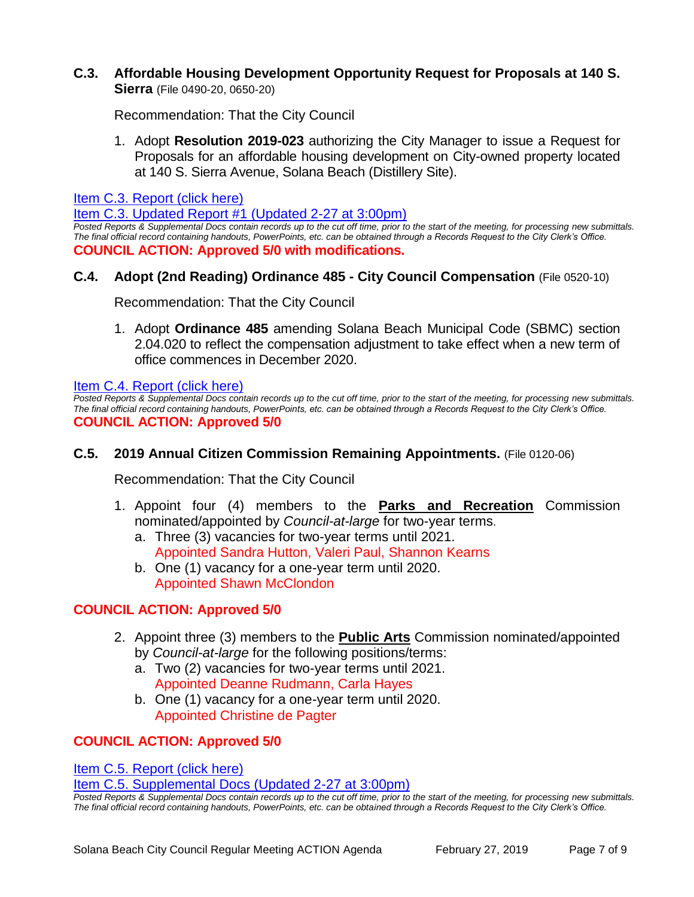### C.3. Affordable Housing Development Opportunity Request for Proposals at 140 S. Sierra (File 0490-20, 0650-20)

Recommendation: That the City Council

1. Adopt **Resolution 2019-023** authorizing the City Manager to issue a Request for Proposals for an affordable housing development on City-owned property located at 140 S. Sierra Avenue, Solana Beach (Distillery Site).

Item C.3. Report (click here)

Item C.3. Updated Report #1 (Updated 2-27 at 3:00pm)

*Posted Reports & Supplemental Docs contain records up to the cut off time, prior to the start of the meeting, for processing new submittals. The final official record containing handouts, PowerPoints, etc. can be obtained through a Records Request to the City Clerk's Office.*

**COUNCIL ACTION: Approved 5/0 with modifications.**

### C.4. Adopt (2nd Reading) Ordinance 485 - City Council Compensation (File 0520-10)

Recommendation: That the City Council

1. Adopt **Ordinance 485** amending Solana Beach Municipal Code (SBMC) section 2.04.020 to reflect the compensation adjustment to take effect when a new term of office commences in December 2020.

Item C.4. Report (click here)

*Posted Reports & Supplemental Docs contain records up to the cut off time, prior to the start of the meeting, for processing new submittals. The final official record containing handouts, PowerPoints, etc. can be obtained through a Records Request to the City Clerk's Office.*

**COUNCIL ACTION: Approved 5/0**

### C.5. 2019 Annual Citizen Commission Remaining Appointments. (File 0120-06)

Recommendation: That the City Council

1. Appoint four (4) members to the **Parks and Recreation** Commission nominated/appointed by *Council-at-large* for two-year terms.
   a. Three (3) vacancies for two-year terms until 2021.
      Appointed Sandra Hutton, Valeri Paul, Shannon Kearns
   b. One (1) vacancy for a one-year term until 2020.
      Appointed Shawn McClondon

**COUNCIL ACTION: Approved 5/0**

2. Appoint three (3) members to the **Public Arts** Commission nominated/appointed by *Council-at-large* for the following positions/terms:
   a. Two (2) vacancies for two-year terms until 2021.
      Appointed Deanne Rudmann, Carla Hayes
   b. One (1) vacancy for a one-year term until 2020.
      Appointed Christine de Pagter

**COUNCIL ACTION: Approved 5/0**

Item C.5. Report (click here)

Item C.5. Supplemental Docs (Updated 2-27 at 3:00pm)

*Posted Reports & Supplemental Docs contain records up to the cut off time, prior to the start of the meeting, for processing new submittals. The final official record containing handouts, PowerPoints, etc. can be obtained through a Records Request to the City Clerk's Office.*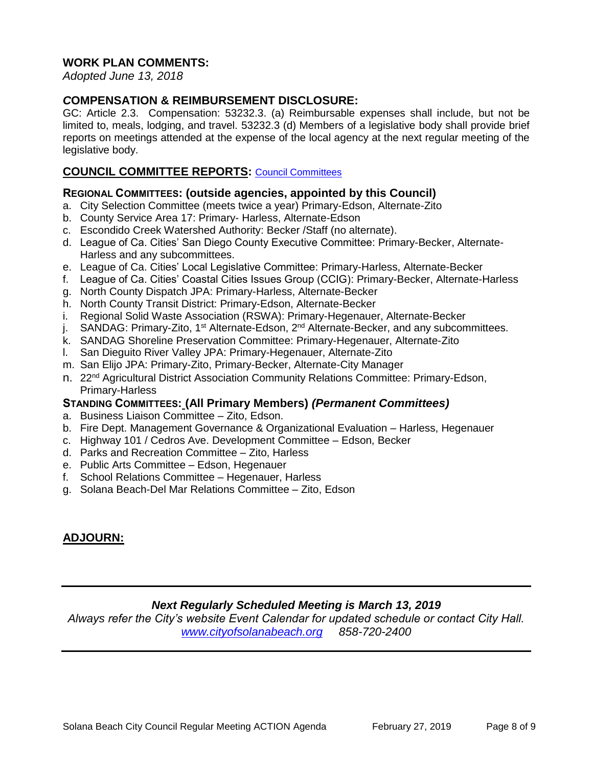## WORK PLAN COMMENTS:

*Adopted June 13, 2018*

## COMPENSATION & REIMBURSEMENT DISCLOSURE:

GC: Article 2.3. Compensation: 53232.3. (a) Reimbursable expenses shall include, but not be limited to, meals, lodging, and travel. 53232.3 (d) Members of a legislative body shall provide brief reports on meetings attended at the expense of the local agency at the next regular meeting of the legislative body.

## COUNCIL COMMITTEE REPORTS: [Council Committees]

### REGIONAL COMMITTEES: (outside agencies, appointed by this Council)

a. City Selection Committee (meets twice a year) Primary-Edson, Alternate-Zito
b. County Service Area 17: Primary- Harless, Alternate-Edson
c. Escondido Creek Watershed Authority: Becker /Staff (no alternate).
d. League of Ca. Cities' San Diego County Executive Committee: Primary-Becker, Alternate-Harless and any subcommittees.
e. League of Ca. Cities' Local Legislative Committee: Primary-Harless, Alternate-Becker
f. League of Ca. Cities' Coastal Cities Issues Group (CCIG): Primary-Becker, Alternate-Harless
g. North County Dispatch JPA: Primary-Harless, Alternate-Becker
h. North County Transit District: Primary-Edson, Alternate-Becker
i. Regional Solid Waste Association (RSWA): Primary-Hegenauer, Alternate-Becker
j. SANDAG: Primary-Zito, 1st Alternate-Edson, 2nd Alternate-Becker, and any subcommittees.
k. SANDAG Shoreline Preservation Committee: Primary-Hegenauer, Alternate-Zito
l. San Dieguito River Valley JPA: Primary-Hegenauer, Alternate-Zito
m. San Elijo JPA: Primary-Zito, Primary-Becker, Alternate-City Manager
n. 22nd Agricultural District Association Community Relations Committee: Primary-Edson, Primary-Harless

### STANDING COMMITTEES: (All Primary Members) *(Permanent Committees)*

a. Business Liaison Committee – Zito, Edson.
b. Fire Dept. Management Governance & Organizational Evaluation – Harless, Hegenauer
c. Highway 101 / Cedros Ave. Development Committee – Edson, Becker
d. Parks and Recreation Committee – Zito, Harless
e. Public Arts Committee – Edson, Hegenauer
f. School Relations Committee – Hegenauer, Harless
g. Solana Beach-Del Mar Relations Committee – Zito, Edson

## ADJOURN:

---

***Next Regularly Scheduled Meeting is March 13, 2019***

*Always refer the City's website Event Calendar for updated schedule or contact City Hall.*
*[www.cityofsolanabeach.org] 858-720-2400*

---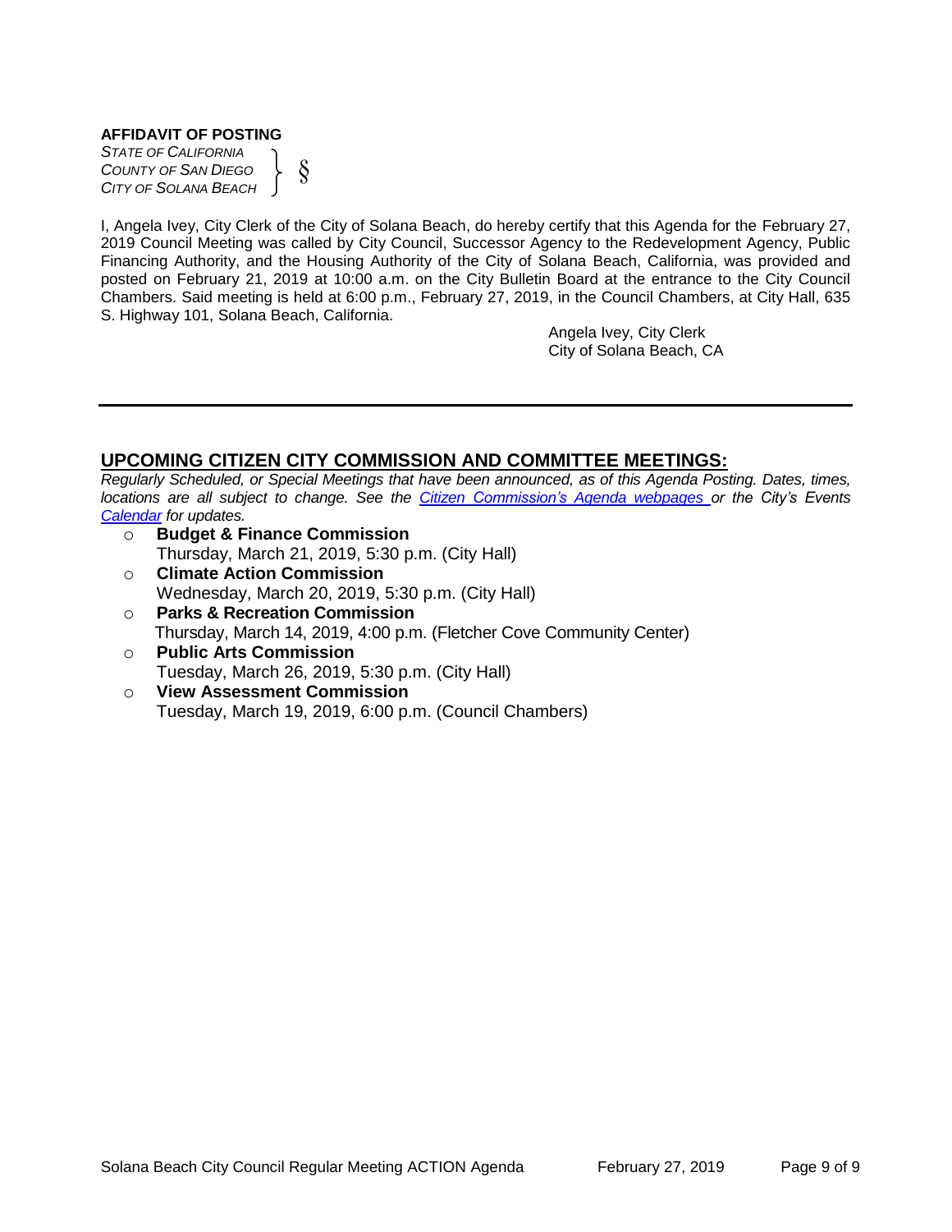**AFFIDAVIT OF POSTING**

*STATE OF CALIFORNIA*
*COUNTY OF SAN DIEGO* } §
*CITY OF SOLANA BEACH*

I, Angela Ivey, City Clerk of the City of Solana Beach, do hereby certify that this Agenda for the February 27, 2019 Council Meeting was called by City Council, Successor Agency to the Redevelopment Agency, Public Financing Authority, and the Housing Authority of the City of Solana Beach, California, was provided and posted on February 21, 2019 at 10:00 a.m. on the City Bulletin Board at the entrance to the City Council Chambers. Said meeting is held at 6:00 p.m., February 27, 2019, in the Council Chambers, at City Hall, 635 S. Highway 101, Solana Beach, California.

Angela Ivey, City Clerk
City of Solana Beach, CA

---

## UPCOMING CITIZEN CITY COMMISSION AND COMMITTEE MEETINGS:

*Regularly Scheduled, or Special Meetings that have been announced, as of this Agenda Posting. Dates, times, locations are all subject to change. See the Citizen Commission's Agenda webpages or the City's Events Calendar for updates.*

- **Budget & Finance Commission**
  Thursday, March 21, 2019, 5:30 p.m. (City Hall)
- **Climate Action Commission**
  Wednesday, March 20, 2019, 5:30 p.m. (City Hall)
- **Parks & Recreation Commission**
  Thursday, March 14, 2019, 4:00 p.m. (Fletcher Cove Community Center)
- **Public Arts Commission**
  Tuesday, March 26, 2019, 5:30 p.m. (City Hall)
- **View Assessment Commission**
  Tuesday, March 19, 2019, 6:00 p.m. (Council Chambers)